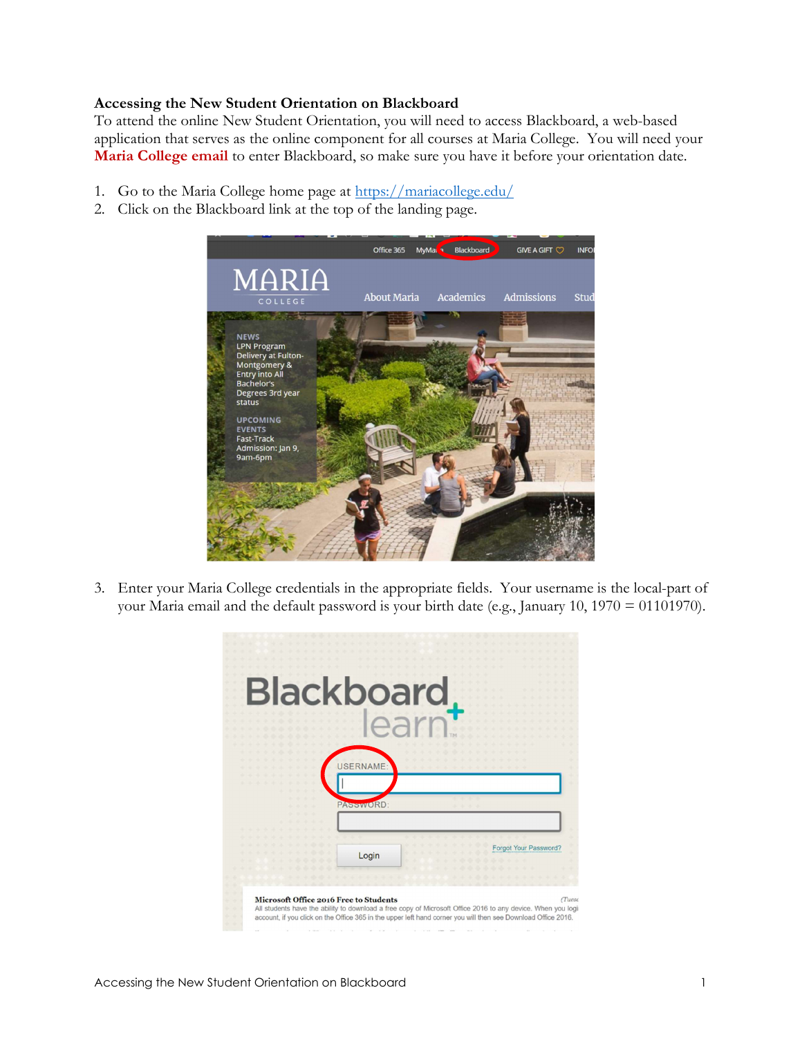**Accessing the New Student Orientation on Blackboard**

To attend the online New Student Orientation, you will need to access Blackboard, a web-based application that serves as the online component for all courses at Maria College. You will need your **Maria College email** to enter Blackboard, so make sure you have it before your orientation date.

1. Go to the Maria College home page at [https://mariacollege.edu/](https://mariacollege.edu/)
2. Click on the Blackboard link at the top of the landing page.
3. Enter your Maria College credentials in the appropriate fields. Your username is the local-part of your Maria email and the default password is your birth date (e.g., January 10, 1970 = 01101970).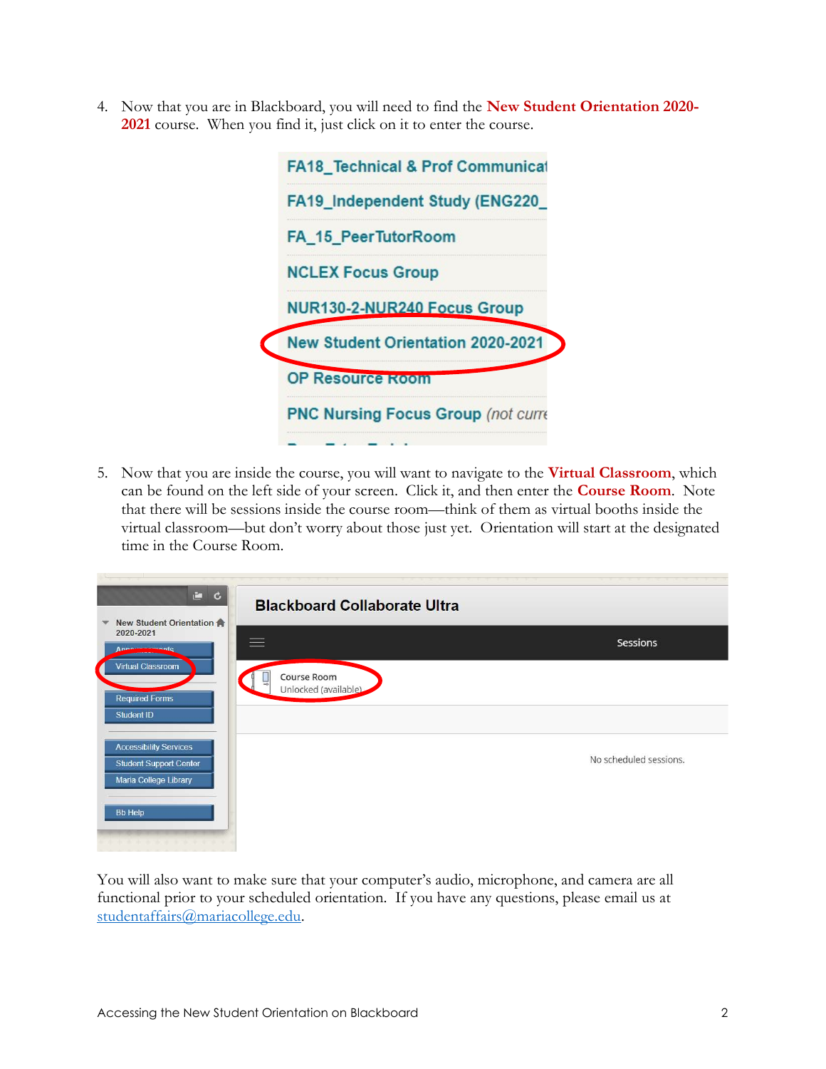4. Now that you are in Blackboard, you will need to find the **New Student Orientation 2020-2021** course. When you find it, just click on it to enter the course.

5. Now that you are inside the course, you will want to navigate to the **Virtual Classroom**, which can be found on the left side of your screen. Click it, and then enter the **Course Room**. Note that there will be sessions inside the course room—think of them as virtual booths inside the virtual classroom—but don't worry about those just yet. Orientation will start at the designated time in the Course Room.

You will also want to make sure that your computer's audio, microphone, and camera are all functional prior to your scheduled orientation. If you have any questions, please email us at studentaffairs@mariacollege.edu.